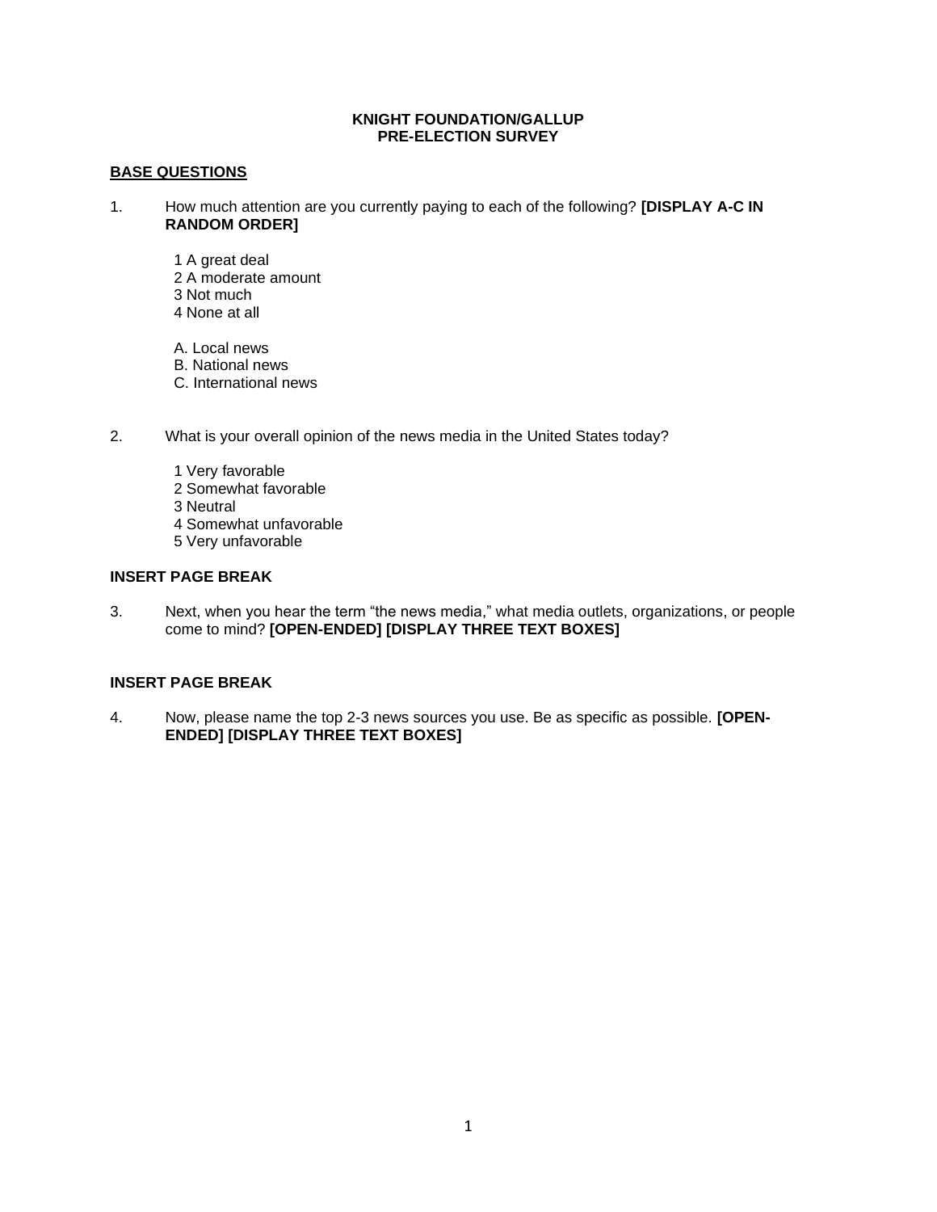# KNIGHT FOUNDATION/GALLUP
# PRE-ELECTION SURVEY

## BASE QUESTIONS

1. How much attention are you currently paying to each of the following? **[DISPLAY A-C IN RANDOM ORDER]**

    1 A great deal
    2 A moderate amount
    3 Not much
    4 None at all

    A. Local news
    B. National news
    C. International news

2. What is your overall opinion of the news media in the United States today?

    1 Very favorable
    2 Somewhat favorable
    3 Neutral
    4 Somewhat unfavorable
    5 Very unfavorable

**INSERT PAGE BREAK**

3. Next, when you hear the term "the news media," what media outlets, organizations, or people come to mind? **[OPEN-ENDED] [DISPLAY THREE TEXT BOXES]**

**INSERT PAGE BREAK**

4. Now, please name the top 2-3 news sources you use. Be as specific as possible. **[OPEN-ENDED] [DISPLAY THREE TEXT BOXES]**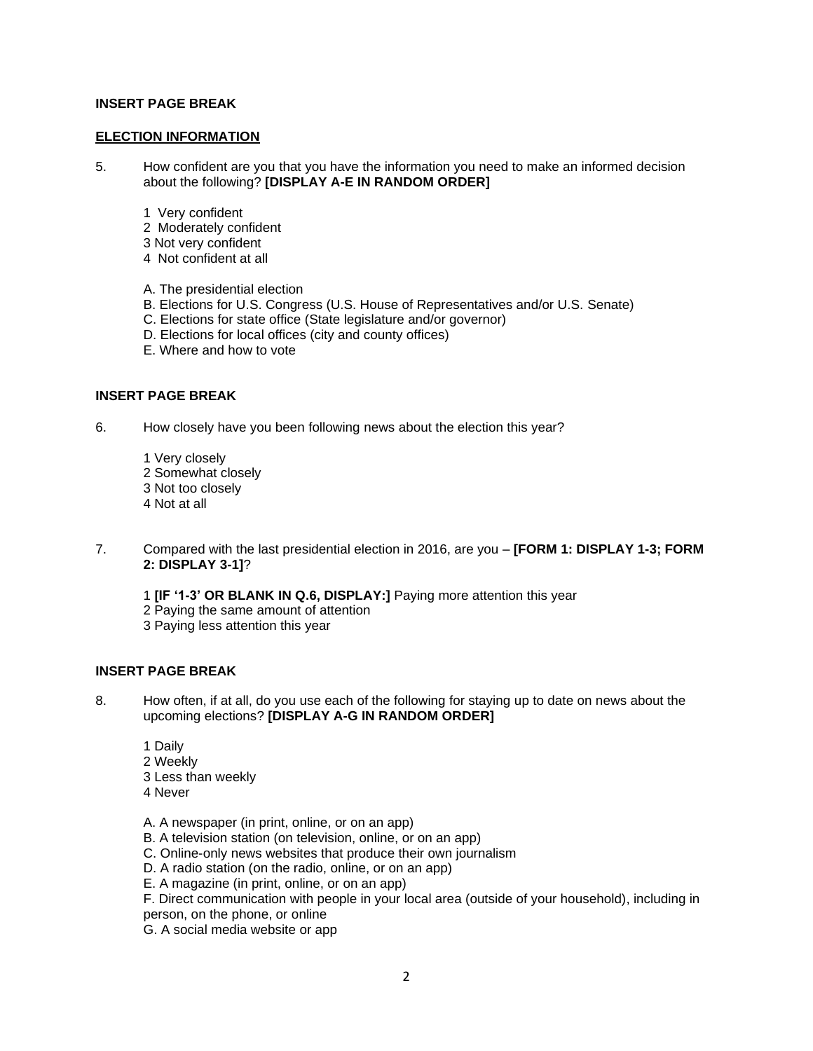**INSERT PAGE BREAK**

**ELECTION INFORMATION**

5. How confident are you that you have the information you need to make an informed decision about the following? **[DISPLAY A-E IN RANDOM ORDER]**

   1 Very confident
   2 Moderately confident
   3 Not very confident
   4 Not confident at all

   A. The presidential election
   B. Elections for U.S. Congress (U.S. House of Representatives and/or U.S. Senate)
   C. Elections for state office (State legislature and/or governor)
   D. Elections for local offices (city and county offices)
   E. Where and how to vote

**INSERT PAGE BREAK**

6. How closely have you been following news about the election this year?

   1 Very closely
   2 Somewhat closely
   3 Not too closely
   4 Not at all

7. Compared with the last presidential election in 2016, are you – **[FORM 1: DISPLAY 1-3; FORM 2: DISPLAY 3-1]**?

   1 **[IF '1-3' OR BLANK IN Q.6, DISPLAY:]** Paying more attention this year
   2 Paying the same amount of attention
   3 Paying less attention this year

**INSERT PAGE BREAK**

8. How often, if at all, do you use each of the following for staying up to date on news about the upcoming elections? **[DISPLAY A-G IN RANDOM ORDER]**

   1 Daily
   2 Weekly
   3 Less than weekly
   4 Never

   A. A newspaper (in print, online, or on an app)
   B. A television station (on television, online, or on an app)
   C. Online-only news websites that produce their own journalism
   D. A radio station (on the radio, online, or on an app)
   E. A magazine (in print, online, or on an app)
   F. Direct communication with people in your local area (outside of your household), including in person, on the phone, or online
   G. A social media website or app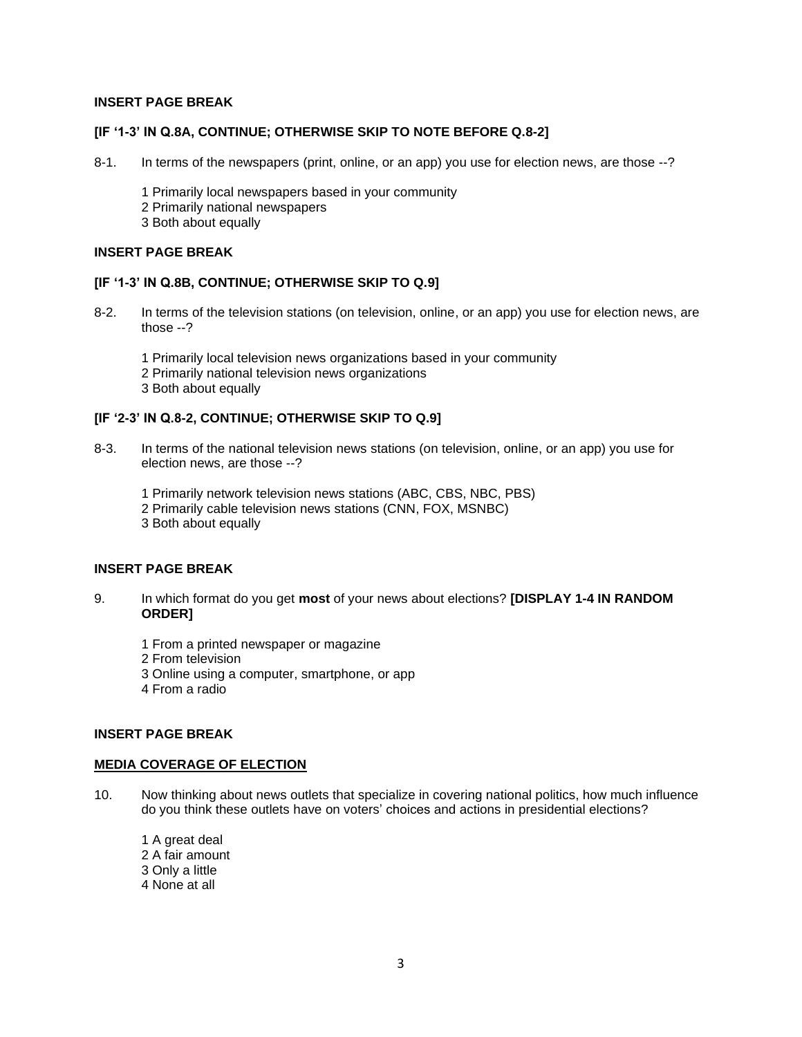**INSERT PAGE BREAK**

**[IF '1-3' IN Q.8A, CONTINUE; OTHERWISE SKIP TO NOTE BEFORE Q.8-2]**

8-1. In terms of the newspapers (print, online, or an app) you use for election news, are those --?

1 Primarily local newspapers based in your community
2 Primarily national newspapers
3 Both about equally

**INSERT PAGE BREAK**

**[IF '1-3' IN Q.8B, CONTINUE; OTHERWISE SKIP TO Q.9]**

8-2. In terms of the television stations (on television, online, or an app) you use for election news, are those --?

1 Primarily local television news organizations based in your community
2 Primarily national television news organizations
3 Both about equally

**[IF '2-3' IN Q.8-2, CONTINUE; OTHERWISE SKIP TO Q.9]**

8-3. In terms of the national television news stations (on television, online, or an app) you use for election news, are those --?

1 Primarily network television news stations (ABC, CBS, NBC, PBS)
2 Primarily cable television news stations (CNN, FOX, MSNBC)
3 Both about equally

**INSERT PAGE BREAK**

9. In which format do you get **most** of your news about elections? **[DISPLAY 1-4 IN RANDOM ORDER]**

1 From a printed newspaper or magazine
2 From television
3 Online using a computer, smartphone, or app
4 From a radio

**INSERT PAGE BREAK**

**MEDIA COVERAGE OF ELECTION**

10. Now thinking about news outlets that specialize in covering national politics, how much influence do you think these outlets have on voters' choices and actions in presidential elections?

1 A great deal
2 A fair amount
3 Only a little
4 None at all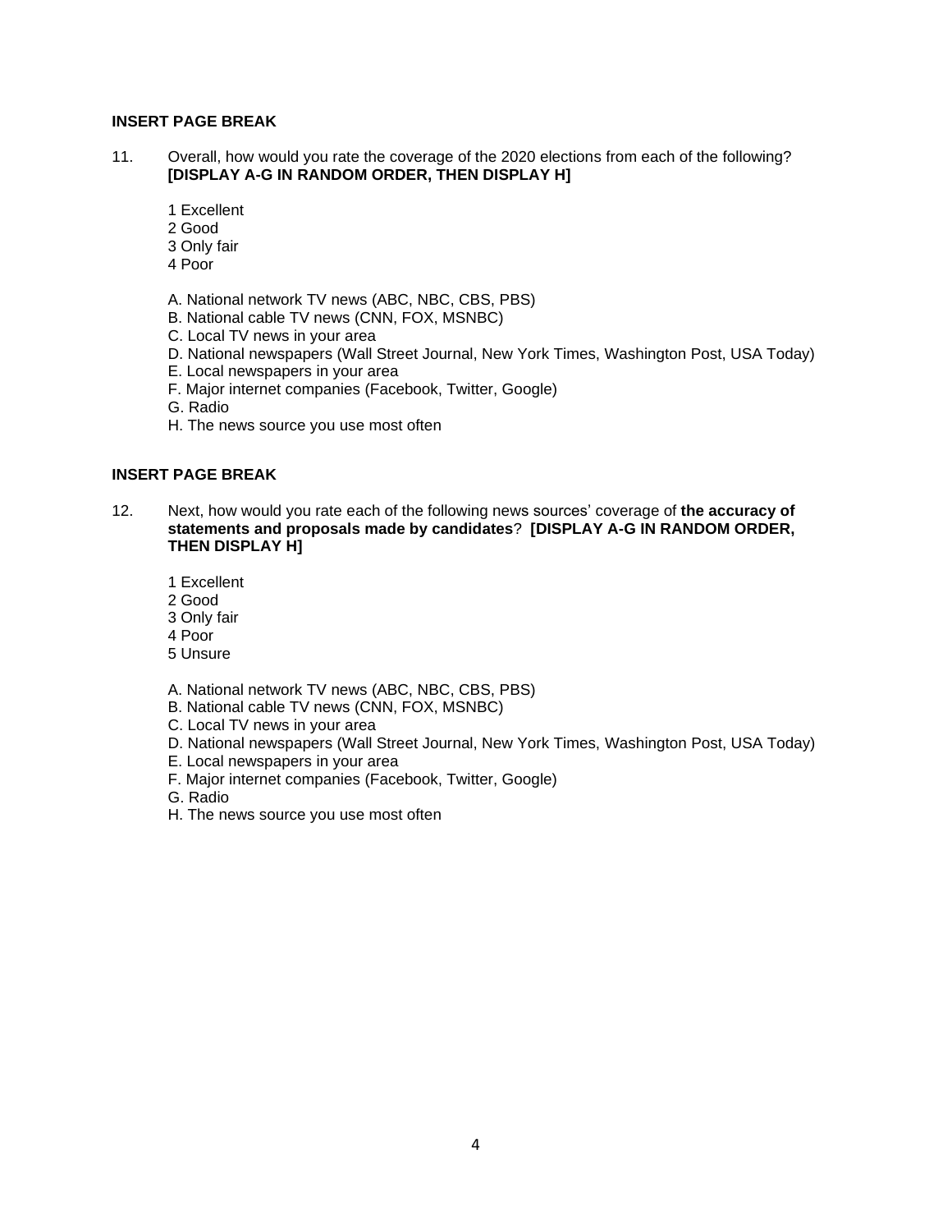**INSERT PAGE BREAK**

11. Overall, how would you rate the coverage of the 2020 elections from each of the following? **[DISPLAY A-G IN RANDOM ORDER, THEN DISPLAY H]**

    1 Excellent
    2 Good
    3 Only fair
    4 Poor

    A. National network TV news (ABC, NBC, CBS, PBS)
    B. National cable TV news (CNN, FOX, MSNBC)
    C. Local TV news in your area
    D. National newspapers (Wall Street Journal, New York Times, Washington Post, USA Today)
    E. Local newspapers in your area
    F. Major internet companies (Facebook, Twitter, Google)
    G. Radio
    H. The news source you use most often

**INSERT PAGE BREAK**

12. Next, how would you rate each of the following news sources' coverage of **the accuracy of statements and proposals made by candidates**? **[DISPLAY A-G IN RANDOM ORDER, THEN DISPLAY H]**

    1 Excellent
    2 Good
    3 Only fair
    4 Poor
    5 Unsure

    A. National network TV news (ABC, NBC, CBS, PBS)
    B. National cable TV news (CNN, FOX, MSNBC)
    C. Local TV news in your area
    D. National newspapers (Wall Street Journal, New York Times, Washington Post, USA Today)
    E. Local newspapers in your area
    F. Major internet companies (Facebook, Twitter, Google)
    G. Radio
    H. The news source you use most often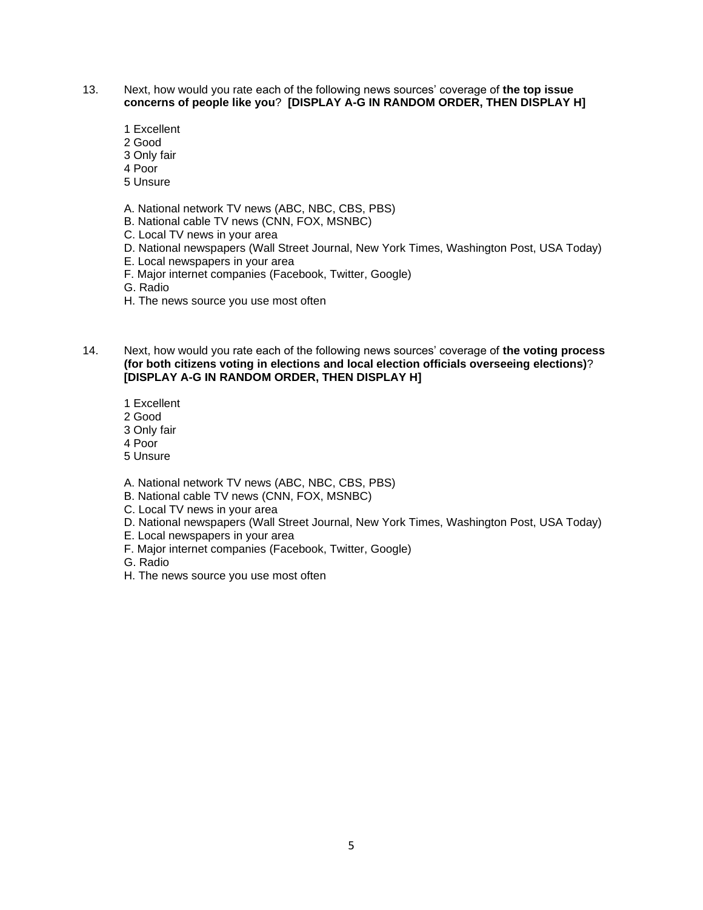13. Next, how would you rate each of the following news sources' coverage of **the top issue concerns of people like you**? **[DISPLAY A-G IN RANDOM ORDER, THEN DISPLAY H]**

    1 Excellent
    2 Good
    3 Only fair
    4 Poor
    5 Unsure

    A. National network TV news (ABC, NBC, CBS, PBS)
    B. National cable TV news (CNN, FOX, MSNBC)
    C. Local TV news in your area
    D. National newspapers (Wall Street Journal, New York Times, Washington Post, USA Today)
    E. Local newspapers in your area
    F. Major internet companies (Facebook, Twitter, Google)
    G. Radio
    H. The news source you use most often

14. Next, how would you rate each of the following news sources' coverage of **the voting process (for both citizens voting in elections and local election officials overseeing elections)**? **[DISPLAY A-G IN RANDOM ORDER, THEN DISPLAY H]**

    1 Excellent
    2 Good
    3 Only fair
    4 Poor
    5 Unsure

    A. National network TV news (ABC, NBC, CBS, PBS)
    B. National cable TV news (CNN, FOX, MSNBC)
    C. Local TV news in your area
    D. National newspapers (Wall Street Journal, New York Times, Washington Post, USA Today)
    E. Local newspapers in your area
    F. Major internet companies (Facebook, Twitter, Google)
    G. Radio
    H. The news source you use most often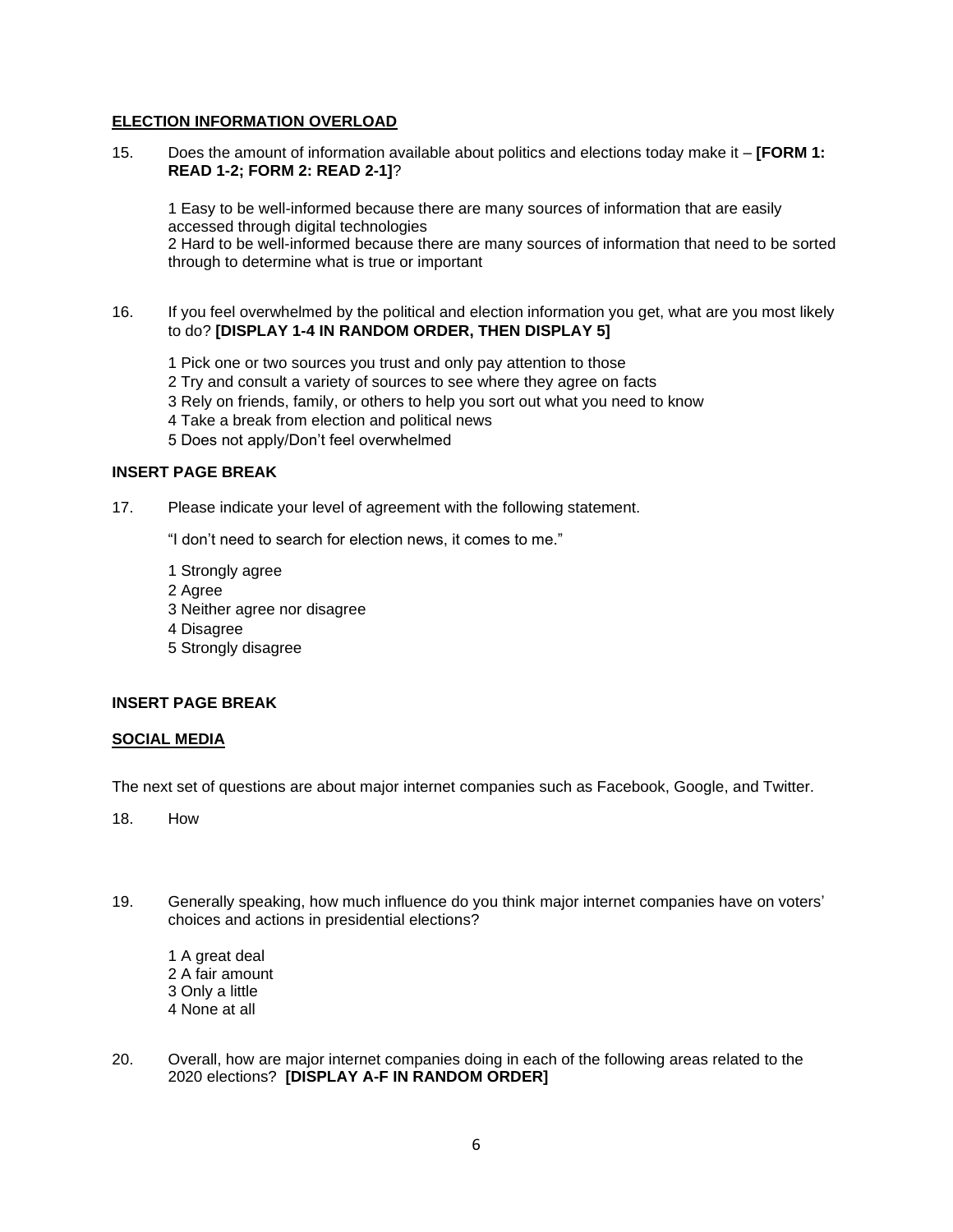**ELECTION INFORMATION OVERLOAD**

15. Does the amount of information available about politics and elections today make it – **[FORM 1: READ 1-2; FORM 2: READ 2-1]**?

    1 Easy to be well-informed because there are many sources of information that are easily accessed through digital technologies
    2 Hard to be well-informed because there are many sources of information that need to be sorted through to determine what is true or important

16. If you feel overwhelmed by the political and election information you get, what are you most likely to do? **[DISPLAY 1-4 IN RANDOM ORDER, THEN DISPLAY 5]**

    1 Pick one or two sources you trust and only pay attention to those
    2 Try and consult a variety of sources to see where they agree on facts
    3 Rely on friends, family, or others to help you sort out what you need to know
    4 Take a break from election and political news
    5 Does not apply/Don't feel overwhelmed

**INSERT PAGE BREAK**

17. Please indicate your level of agreement with the following statement.

    "I don't need to search for election news, it comes to me."

    1 Strongly agree
    2 Agree
    3 Neither agree nor disagree
    4 Disagree
    5 Strongly disagree

**INSERT PAGE BREAK**

**SOCIAL MEDIA**

The next set of questions are about major internet companies such as Facebook, Google, and Twitter.

18. How

19. Generally speaking, how much influence do you think major internet companies have on voters' choices and actions in presidential elections?

    1 A great deal
    2 A fair amount
    3 Only a little
    4 None at all

20. Overall, how are major internet companies doing in each of the following areas related to the 2020 elections? **[DISPLAY A-F IN RANDOM ORDER]**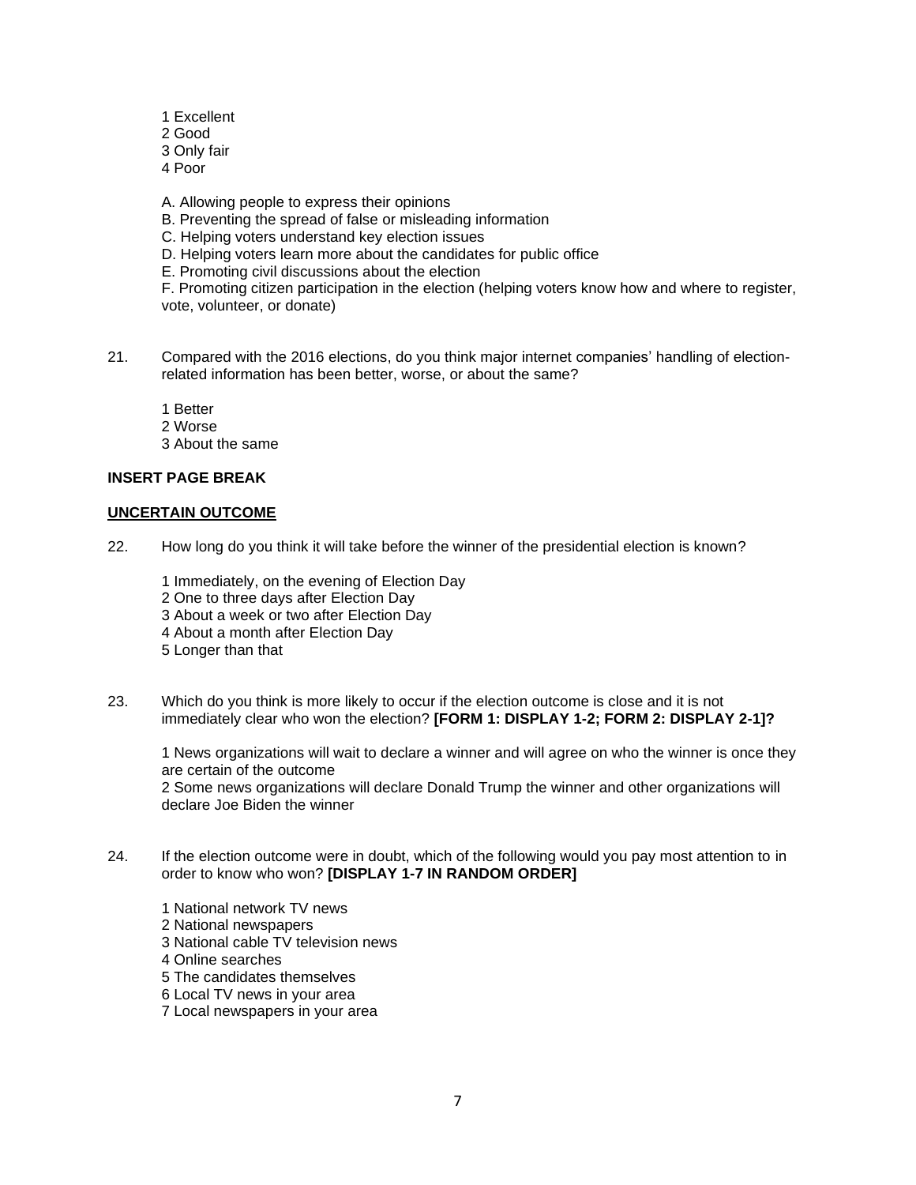1 Excellent
2 Good
3 Only fair
4 Poor

A. Allowing people to express their opinions
B. Preventing the spread of false or misleading information
C. Helping voters understand key election issues
D. Helping voters learn more about the candidates for public office
E. Promoting civil discussions about the election
F. Promoting citizen participation in the election (helping voters know how and where to register, vote, volunteer, or donate)

21. Compared with the 2016 elections, do you think major internet companies' handling of election-related information has been better, worse, or about the same?

1 Better
2 Worse
3 About the same

**INSERT PAGE BREAK**

**UNCERTAIN OUTCOME**

22. How long do you think it will take before the winner of the presidential election is known?

1 Immediately, on the evening of Election Day
2 One to three days after Election Day
3 About a week or two after Election Day
4 About a month after Election Day
5 Longer than that

23. Which do you think is more likely to occur if the election outcome is close and it is not immediately clear who won the election? **[FORM 1: DISPLAY 1-2; FORM 2: DISPLAY 2-1]?**

1 News organizations will wait to declare a winner and will agree on who the winner is once they are certain of the outcome
2 Some news organizations will declare Donald Trump the winner and other organizations will declare Joe Biden the winner

24. If the election outcome were in doubt, which of the following would you pay most attention to in order to know who won? **[DISPLAY 1-7 IN RANDOM ORDER]**

1 National network TV news
2 National newspapers
3 National cable TV television news
4 Online searches
5 The candidates themselves
6 Local TV news in your area
7 Local newspapers in your area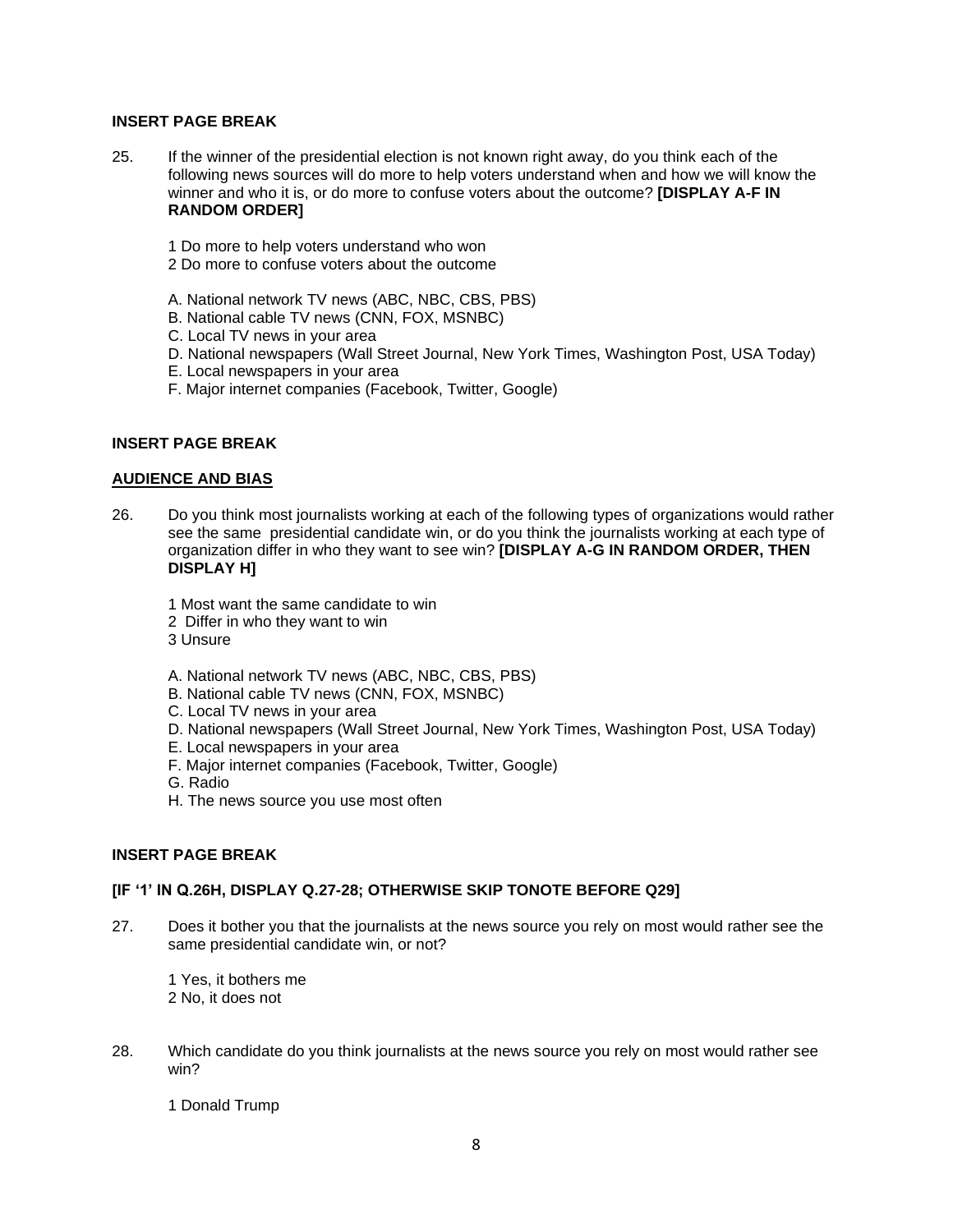**INSERT PAGE BREAK**

25. If the winner of the presidential election is not known right away, do you think each of the following news sources will do more to help voters understand when and how we will know the winner and who it is, or do more to confuse voters about the outcome? **[DISPLAY A-F IN RANDOM ORDER]**

    1 Do more to help voters understand who won
    2 Do more to confuse voters about the outcome

    A. National network TV news (ABC, NBC, CBS, PBS)
    B. National cable TV news (CNN, FOX, MSNBC)
    C. Local TV news in your area
    D. National newspapers (Wall Street Journal, New York Times, Washington Post, USA Today)
    E. Local newspapers in your area
    F. Major internet companies (Facebook, Twitter, Google)

**INSERT PAGE BREAK**

**AUDIENCE AND BIAS**

26. Do you think most journalists working at each of the following types of organizations would rather see the same presidential candidate win, or do you think the journalists working at each type of organization differ in who they want to see win? **[DISPLAY A-G IN RANDOM ORDER, THEN DISPLAY H]**

    1 Most want the same candidate to win
    2 Differ in who they want to win
    3 Unsure

    A. National network TV news (ABC, NBC, CBS, PBS)
    B. National cable TV news (CNN, FOX, MSNBC)
    C. Local TV news in your area
    D. National newspapers (Wall Street Journal, New York Times, Washington Post, USA Today)
    E. Local newspapers in your area
    F. Major internet companies (Facebook, Twitter, Google)
    G. Radio
    H. The news source you use most often

**INSERT PAGE BREAK**

**[IF '1' IN Q.26H, DISPLAY Q.27-28; OTHERWISE SKIP TONOTE BEFORE Q29]**

27. Does it bother you that the journalists at the news source you rely on most would rather see the same presidential candidate win, or not?

    1 Yes, it bothers me
    2 No, it does not

28. Which candidate do you think journalists at the news source you rely on most would rather see win?

    1 Donald Trump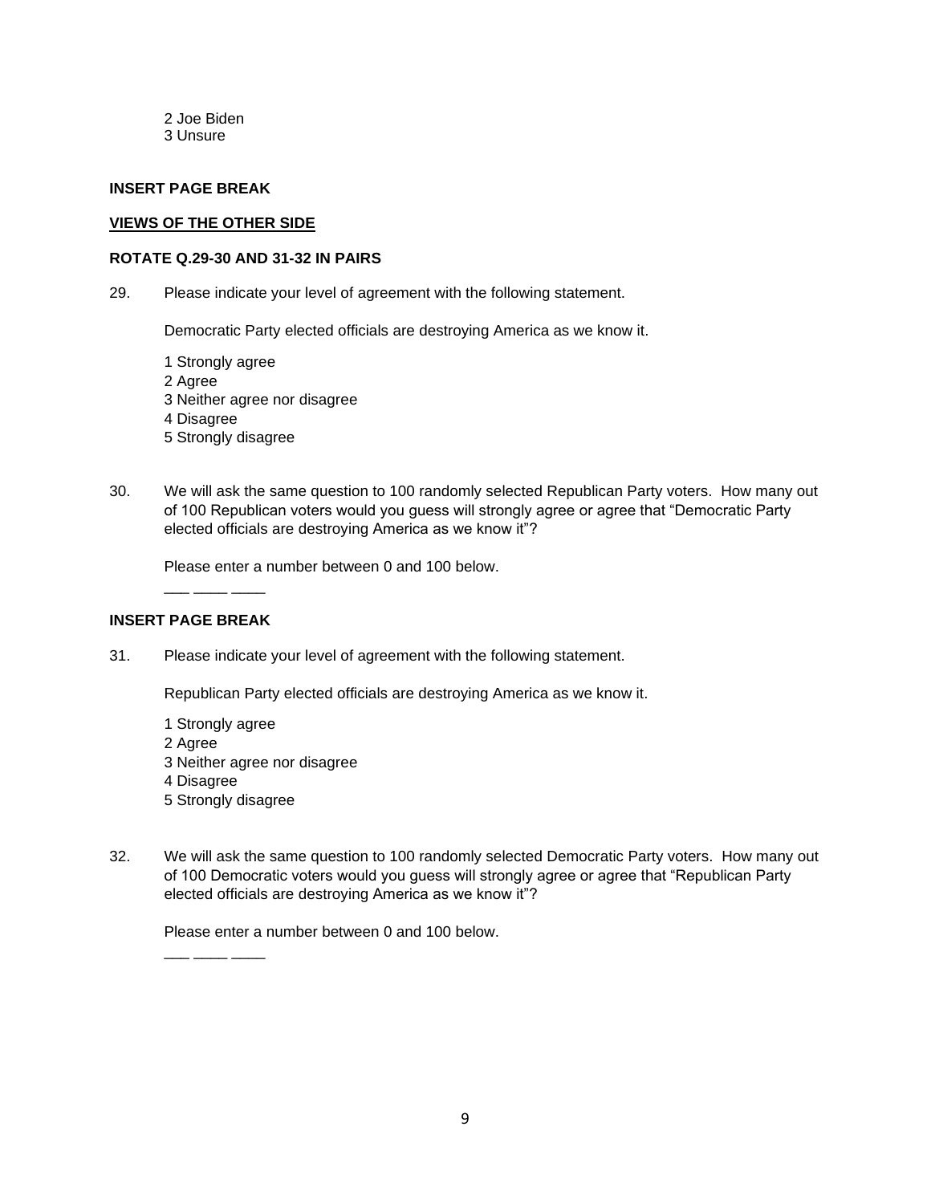2 Joe Biden
3 Unsure

**INSERT PAGE BREAK**

**VIEWS OF THE OTHER SIDE**

**ROTATE Q.29-30 AND 31-32 IN PAIRS**

29. Please indicate your level of agreement with the following statement.

Democratic Party elected officials are destroying America as we know it.

1 Strongly agree
2 Agree
3 Neither agree nor disagree
4 Disagree
5 Strongly disagree

30. We will ask the same question to 100 randomly selected Republican Party voters. How many out of 100 Republican voters would you guess will strongly agree or agree that "Democratic Party elected officials are destroying America as we know it"?

Please enter a number between 0 and 100 below.

___ ___ ___

**INSERT PAGE BREAK**

31. Please indicate your level of agreement with the following statement.

Republican Party elected officials are destroying America as we know it.

1 Strongly agree
2 Agree
3 Neither agree nor disagree
4 Disagree
5 Strongly disagree

32. We will ask the same question to 100 randomly selected Democratic Party voters. How many out of 100 Democratic voters would you guess will strongly agree or agree that "Republican Party elected officials are destroying America as we know it"?

Please enter a number between 0 and 100 below.

___ ___ ___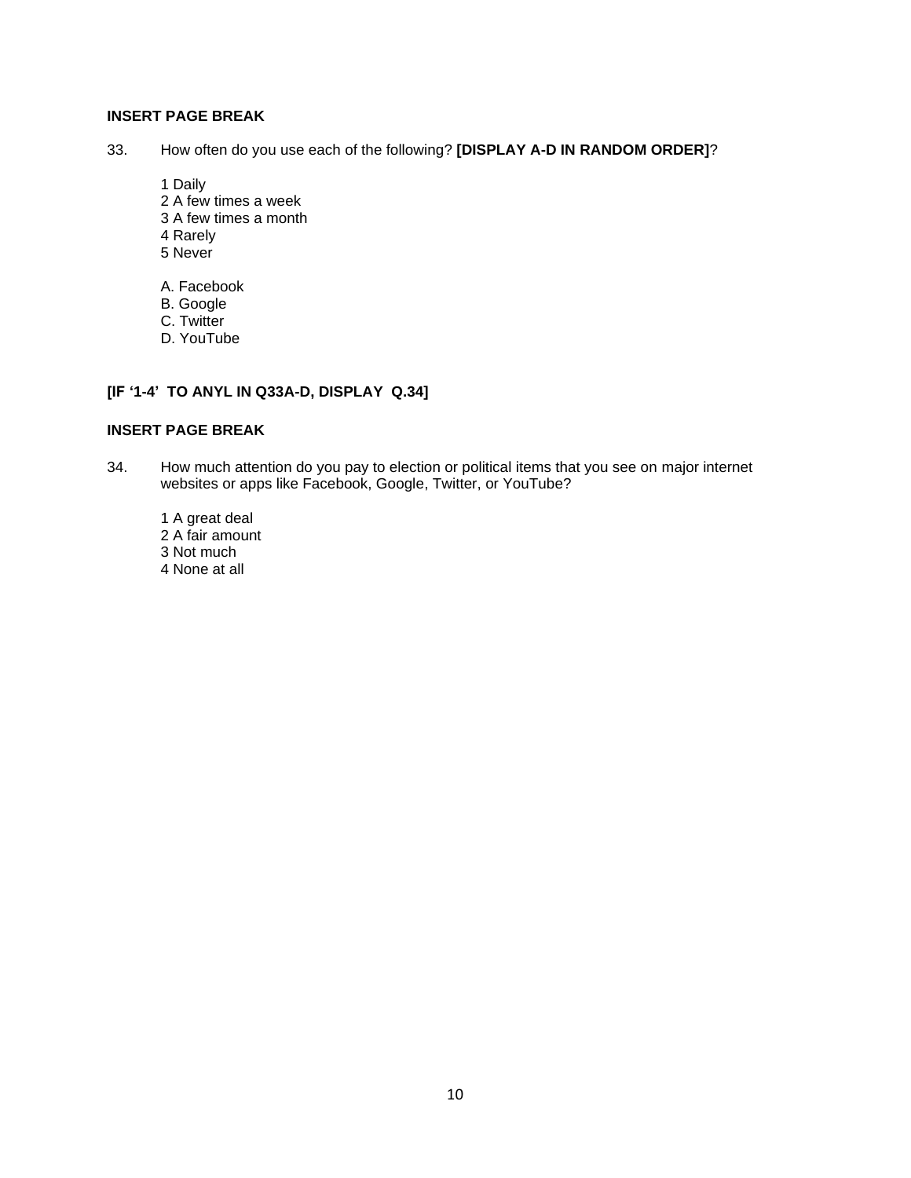**INSERT PAGE BREAK**

33. How often do you use each of the following? **[DISPLAY A-D IN RANDOM ORDER]**?

1 Daily
2 A few times a week
3 A few times a month
4 Rarely
5 Never

A. Facebook
B. Google
C. Twitter
D. YouTube

**[IF '1-4' TO ANYL IN Q33A-D, DISPLAY Q.34]**

**INSERT PAGE BREAK**

34. How much attention do you pay to election or political items that you see on major internet websites or apps like Facebook, Google, Twitter, or YouTube?

1 A great deal
2 A fair amount
3 Not much
4 None at all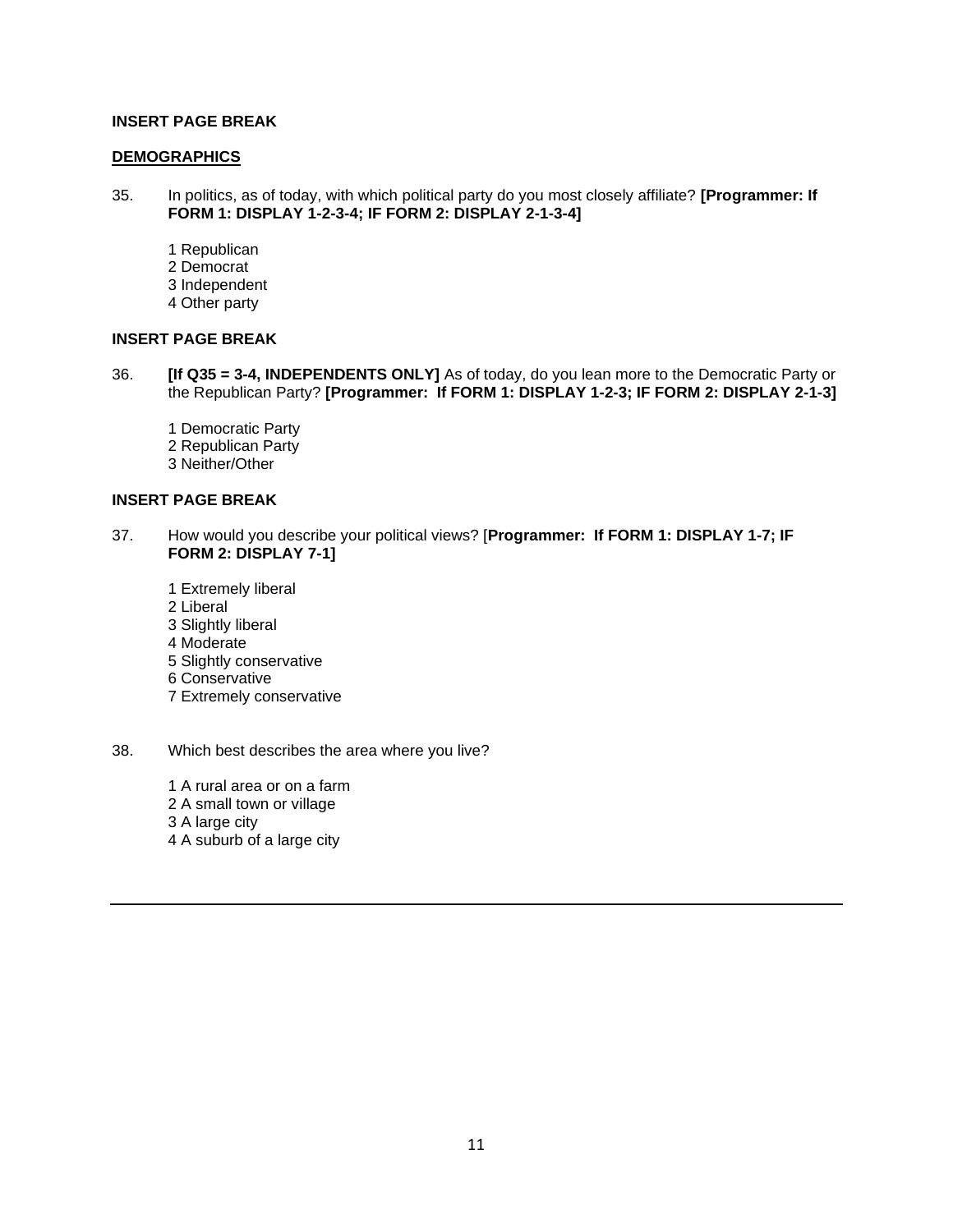**INSERT PAGE BREAK**

**DEMOGRAPHICS**

35. In politics, as of today, with which political party do you most closely affiliate? **[Programmer: If FORM 1: DISPLAY 1-2-3-4; IF FORM 2: DISPLAY 2-1-3-4]**

    1 Republican
    2 Democrat
    3 Independent
    4 Other party

**INSERT PAGE BREAK**

36. **[If Q35 = 3-4, INDEPENDENTS ONLY]** As of today, do you lean more to the Democratic Party or the Republican Party? **[Programmer: If FORM 1: DISPLAY 1-2-3; IF FORM 2: DISPLAY 2-1-3]**

    1 Democratic Party
    2 Republican Party
    3 Neither/Other

**INSERT PAGE BREAK**

37. How would you describe your political views? [**Programmer: If FORM 1: DISPLAY 1-7; IF FORM 2: DISPLAY 7-1]**

    1 Extremely liberal
    2 Liberal
    3 Slightly liberal
    4 Moderate
    5 Slightly conservative
    6 Conservative
    7 Extremely conservative

38. Which best describes the area where you live?

    1 A rural area or on a farm
    2 A small town or village
    3 A large city
    4 A suburb of a large city

---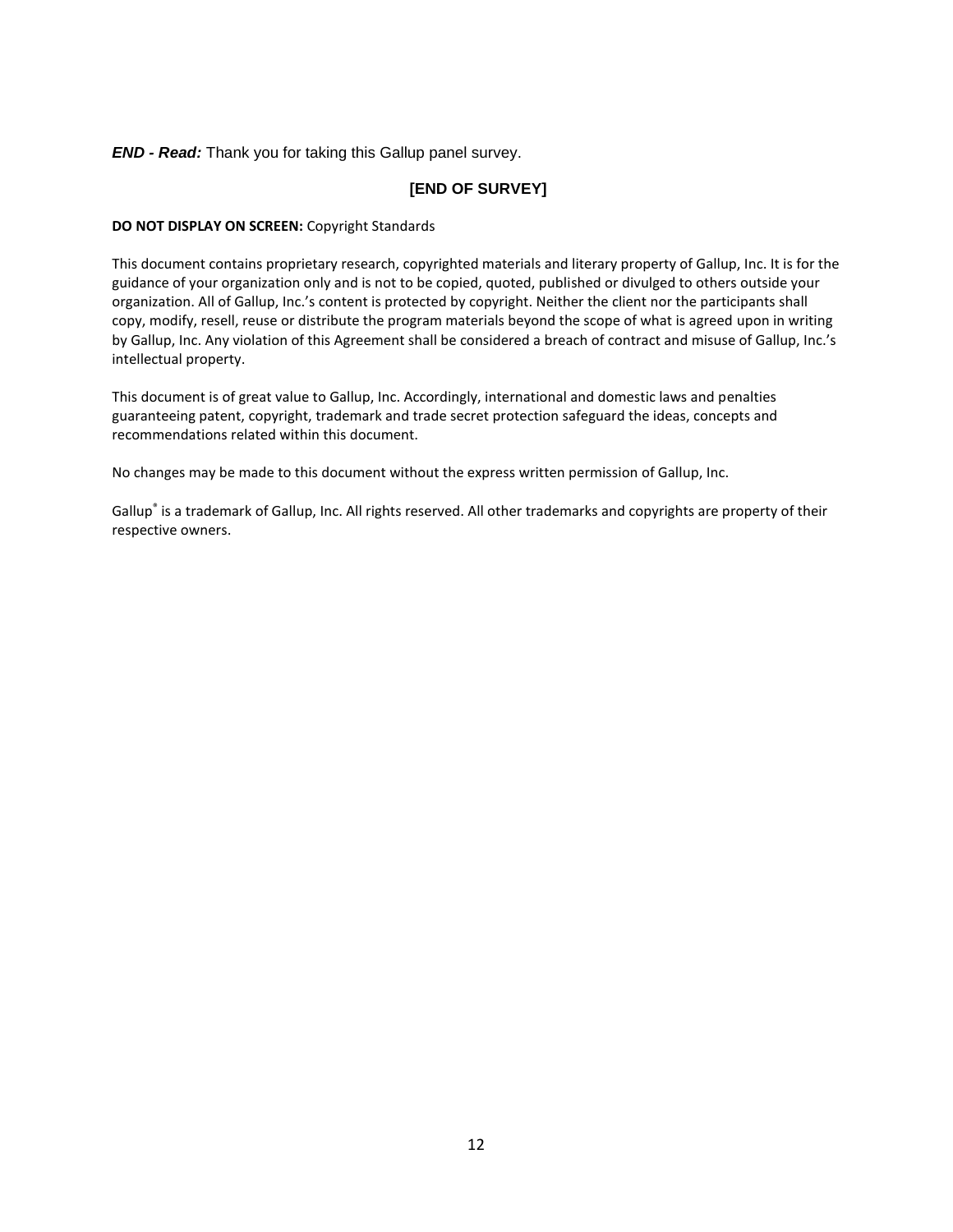***END - Read:*** Thank you for taking this Gallup panel survey.

**[END OF SURVEY]**

**DO NOT DISPLAY ON SCREEN:** Copyright Standards

This document contains proprietary research, copyrighted materials and literary property of Gallup, Inc. It is for the guidance of your organization only and is not to be copied, quoted, published or divulged to others outside your organization. All of Gallup, Inc.'s content is protected by copyright. Neither the client nor the participants shall copy, modify, resell, reuse or distribute the program materials beyond the scope of what is agreed upon in writing by Gallup, Inc. Any violation of this Agreement shall be considered a breach of contract and misuse of Gallup, Inc.'s intellectual property.

This document is of great value to Gallup, Inc. Accordingly, international and domestic laws and penalties guaranteeing patent, copyright, trademark and trade secret protection safeguard the ideas, concepts and recommendations related within this document.

No changes may be made to this document without the express written permission of Gallup, Inc.

Gallup® is a trademark of Gallup, Inc. All rights reserved. All other trademarks and copyrights are property of their respective owners.